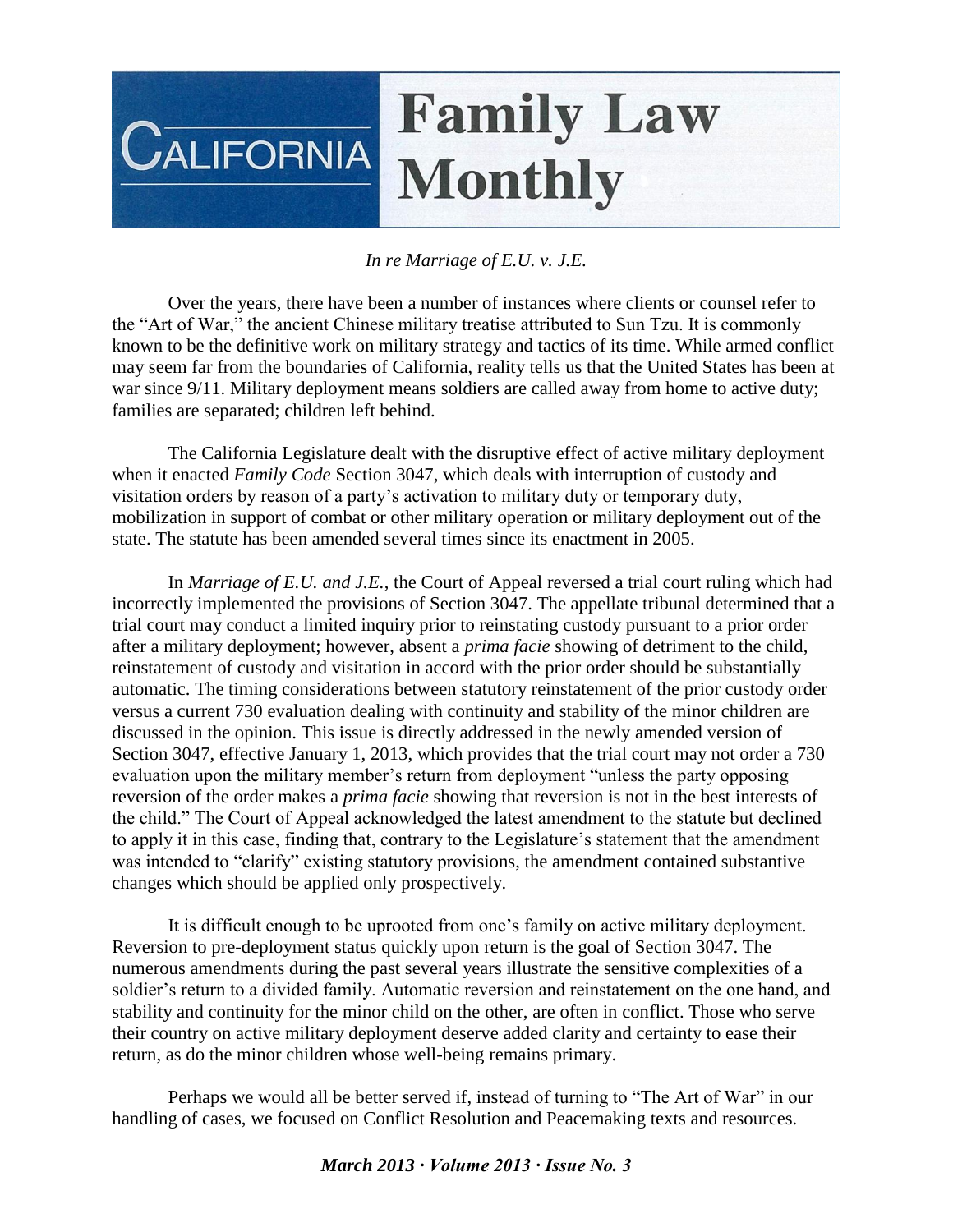# California Family Law Monthly

*In re Marriage of E.U. v. J.E.*

Over the years, there have been a number of instances where clients or counsel refer to the "Art of War," the ancient Chinese military treatise attributed to Sun Tzu. It is commonly known to be the definitive work on military strategy and tactics of its time. While armed conflict may seem far from the boundaries of California, reality tells us that the United States has been at war since 9/11. Military deployment means soldiers are called away from home to active duty; families are separated; children left behind.

The California Legislature dealt with the disruptive effect of active military deployment when it enacted *Family Code* Section 3047, which deals with interruption of custody and visitation orders by reason of a party's activation to military duty or temporary duty, mobilization in support of combat or other military operation or military deployment out of the state. The statute has been amended several times since its enactment in 2005.

In *Marriage of E.U. and J.E.*, the Court of Appeal reversed a trial court ruling which had incorrectly implemented the provisions of Section 3047. The appellate tribunal determined that a trial court may conduct a limited inquiry prior to reinstating custody pursuant to a prior order after a military deployment; however, absent a *prima facie* showing of detriment to the child, reinstatement of custody and visitation in accord with the prior order should be substantially automatic. The timing considerations between statutory reinstatement of the prior custody order versus a current 730 evaluation dealing with continuity and stability of the minor children are discussed in the opinion. This issue is directly addressed in the newly amended version of Section 3047, effective January 1, 2013, which provides that the trial court may not order a 730 evaluation upon the military member's return from deployment "unless the party opposing reversion of the order makes a *prima facie* showing that reversion is not in the best interests of the child." The Court of Appeal acknowledged the latest amendment to the statute but declined to apply it in this case, finding that, contrary to the Legislature's statement that the amendment was intended to "clarify" existing statutory provisions, the amendment contained substantive changes which should be applied only prospectively.

It is difficult enough to be uprooted from one's family on active military deployment. Reversion to pre-deployment status quickly upon return is the goal of Section 3047. The numerous amendments during the past several years illustrate the sensitive complexities of a soldier's return to a divided family. Automatic reversion and reinstatement on the one hand, and stability and continuity for the minor child on the other, are often in conflict. Those who serve their country on active military deployment deserve added clarity and certainty to ease their return, as do the minor children whose well-being remains primary.

Perhaps we would all be better served if, instead of turning to "The Art of War" in our handling of cases, we focused on Conflict Resolution and Peacemaking texts and resources.